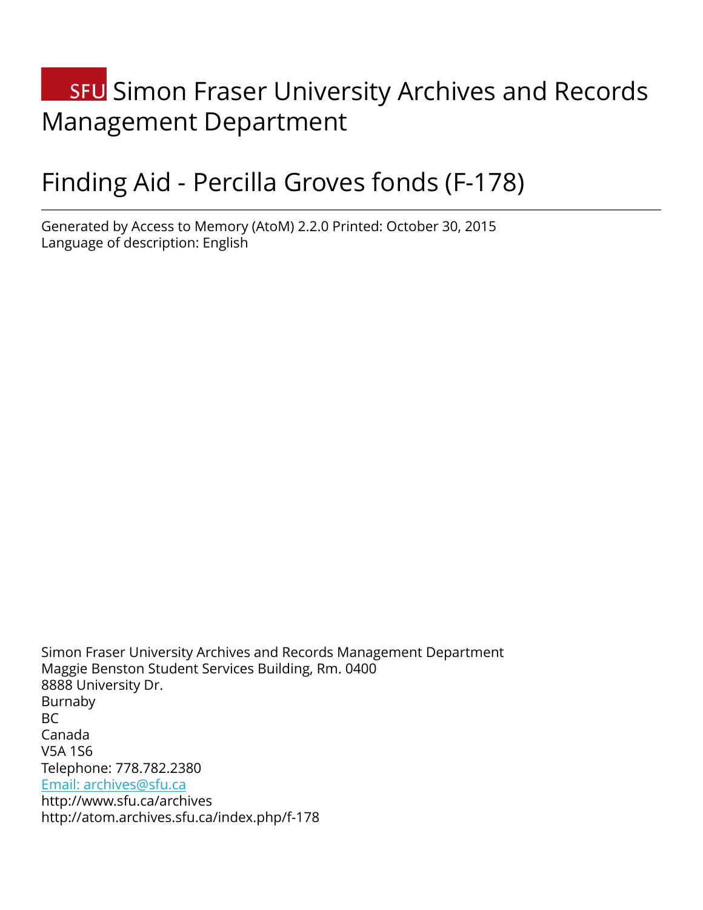# SFU Simon Fraser University Archives and Records Management Department

# Finding Aid - Percilla Groves fonds (F-178)

Generated by Access to Memory (AtoM) 2.2.0 Printed: October 30, 2015
Language of description: English

Simon Fraser University Archives and Records Management Department
Maggie Benston Student Services Building, Rm. 0400
8888 University Dr.
Burnaby
BC
Canada
V5A 1S6
Telephone: 778.782.2380
Email: archives@sfu.ca
http://www.sfu.ca/archives
http://atom.archives.sfu.ca/index.php/f-178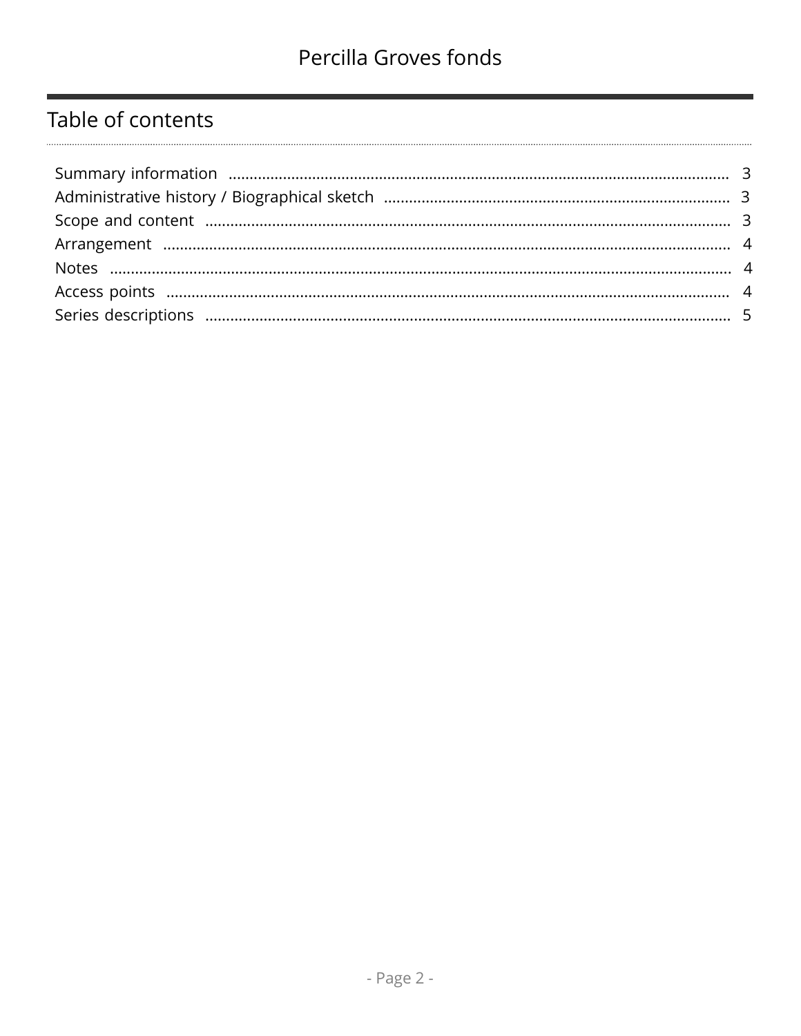## Table of contents

| Section | Page |
| --- | --- |
| Summary information | 3 |
| Administrative history / Biographical sketch | 3 |
| Scope and content | 3 |
| Arrangement | 4 |
| Notes | 4 |
| Access points | 4 |
| Series descriptions | 5 |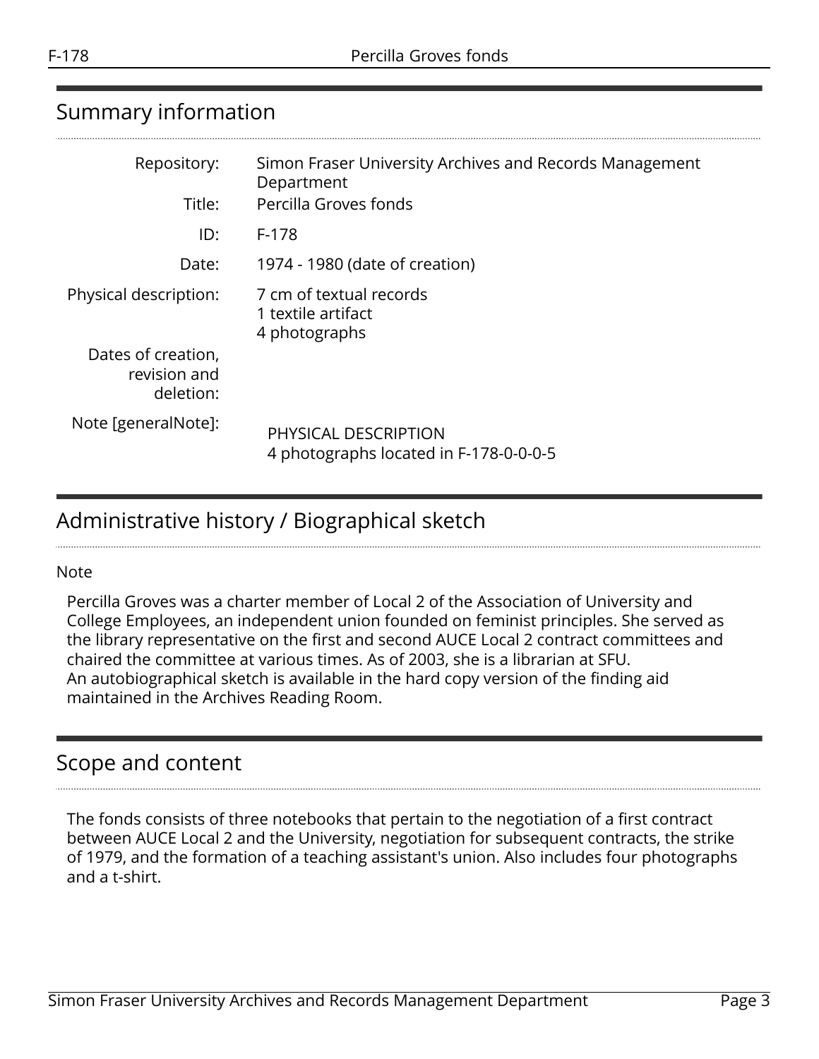## Summary information

| | |
|---|---|
| Repository: | Simon Fraser University Archives and Records Management Department |
| Title: | Percilla Groves fonds |
| ID: | F-178 |
| Date: | 1974 - 1980 (date of creation) |
| Physical description: | 7 cm of textual records<br>1 textile artifact<br>4 photographs |
| Dates of creation, revision and deletion: | |
| Note [generalNote]: | PHYSICAL DESCRIPTION<br>4 photographs located in F-178-0-0-0-5 |

## Administrative history / Biographical sketch

Note

Percilla Groves was a charter member of Local 2 of the Association of University and College Employees, an independent union founded on feminist principles. She served as the library representative on the first and second AUCE Local 2 contract committees and chaired the committee at various times. As of 2003, she is a librarian at SFU.
An autobiographical sketch is available in the hard copy version of the finding aid maintained in the Archives Reading Room.

## Scope and content

The fonds consists of three notebooks that pertain to the negotiation of a first contract between AUCE Local 2 and the University, negotiation for subsequent contracts, the strike of 1979, and the formation of a teaching assistant's union. Also includes four photographs and a t-shirt.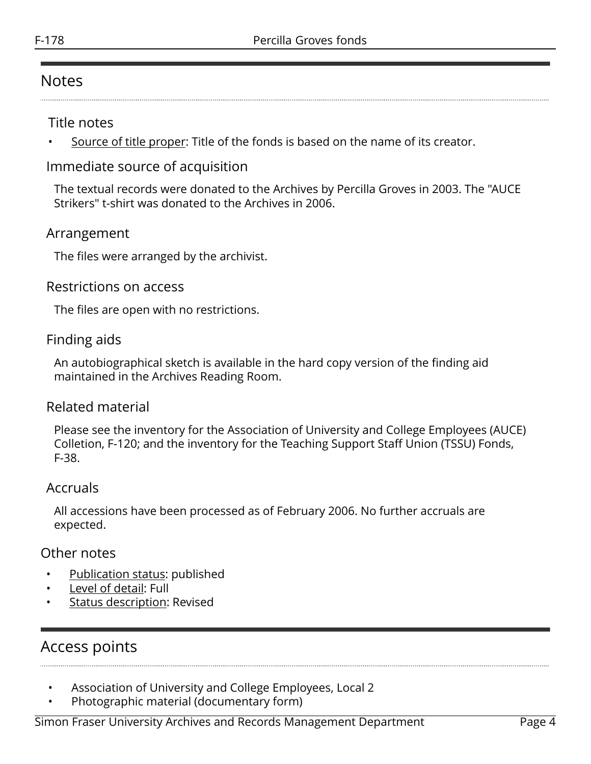## Notes

### Title notes

- Source of title proper: Title of the fonds is based on the name of its creator.

### Immediate source of acquisition

The textual records were donated to the Archives by Percilla Groves in 2003. The "AUCE Strikers" t-shirt was donated to the Archives in 2006.

### Arrangement

The files were arranged by the archivist.

### Restrictions on access

The files are open with no restrictions.

### Finding aids

An autobiographical sketch is available in the hard copy version of the finding aid maintained in the Archives Reading Room.

### Related material

Please see the inventory for the Association of University and College Employees (AUCE) Colletion, F-120; and the inventory for the Teaching Support Staff Union (TSSU) Fonds, F-38.

### Accruals

All accessions have been processed as of February 2006. No further accruals are expected.

### Other notes

- Publication status: published
- Level of detail: Full
- Status description: Revised

## Access points

- Association of University and College Employees, Local 2
- Photographic material (documentary form)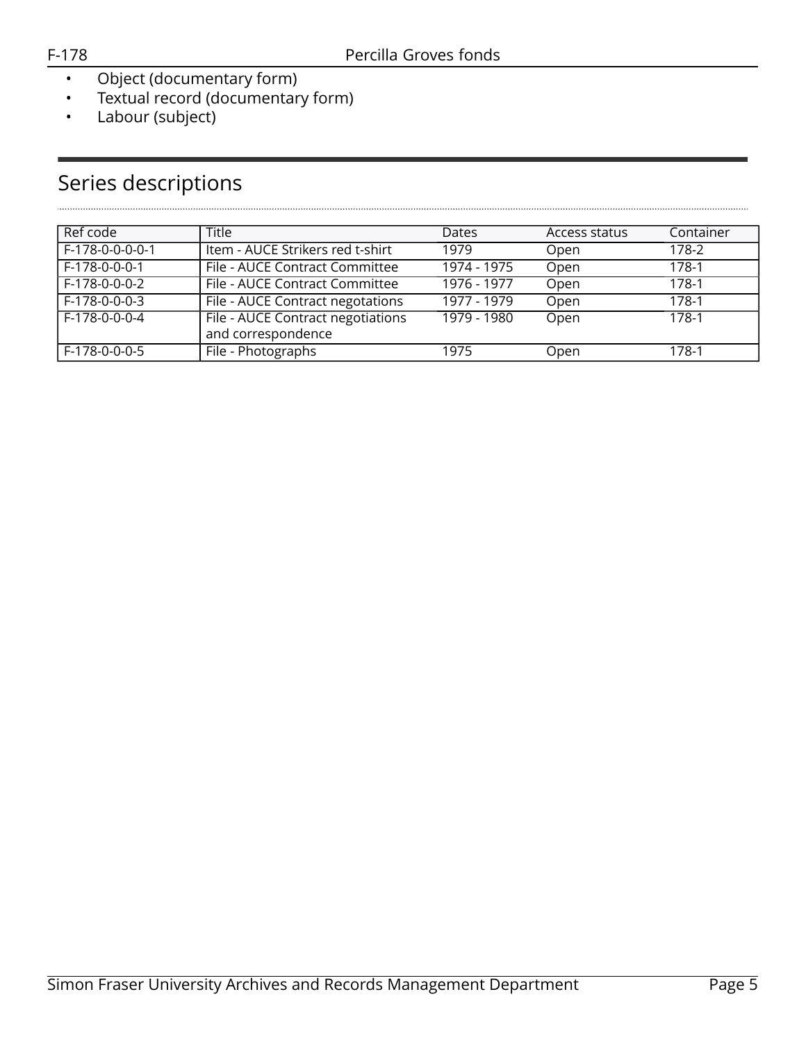- Object (documentary form)
- Textual record (documentary form)
- Labour (subject)

## Series descriptions

| Ref code | Title | Dates | Access status | Container |
|---|---|---|---|---|
| F-178-0-0-0-0-1 | Item - AUCE Strikers red t-shirt | 1979 | Open | 178-2 |
| F-178-0-0-0-1 | File - AUCE Contract Committee | 1974 - 1975 | Open | 178-1 |
| F-178-0-0-0-2 | File - AUCE Contract Committee | 1976 - 1977 | Open | 178-1 |
| F-178-0-0-0-3 | File - AUCE Contract negotations | 1977 - 1979 | Open | 178-1 |
| F-178-0-0-0-4 | File - AUCE Contract negotiations and correspondence | 1979 - 1980 | Open | 178-1 |
| F-178-0-0-0-5 | File - Photographs | 1975 | Open | 178-1 |